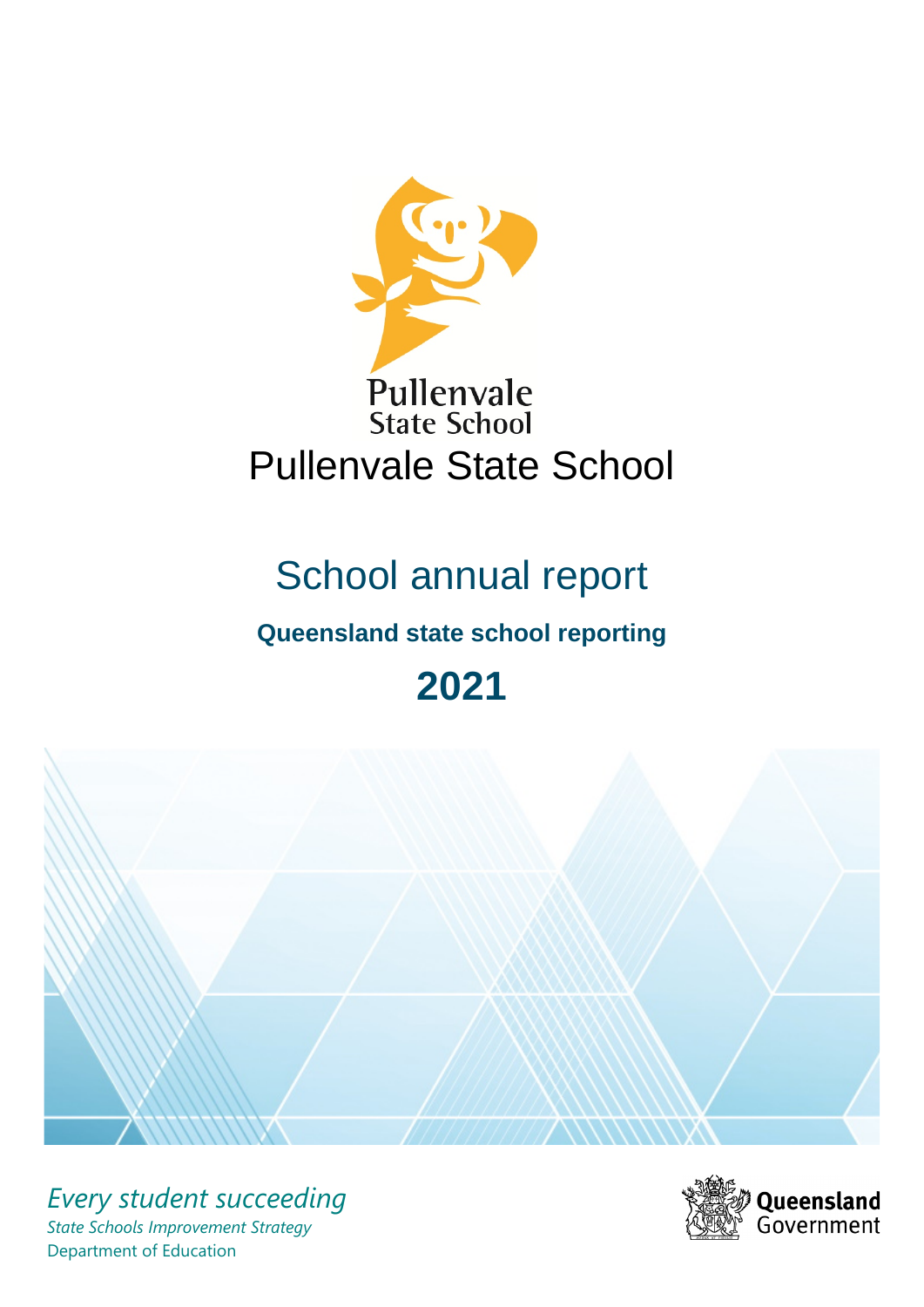# Pullenvale State School

## School annual report

**Queensland state school reporting**

**2021**

*Every student succeeding*

*State Schools Improvement Strategy*

Department of Education

Queensland Government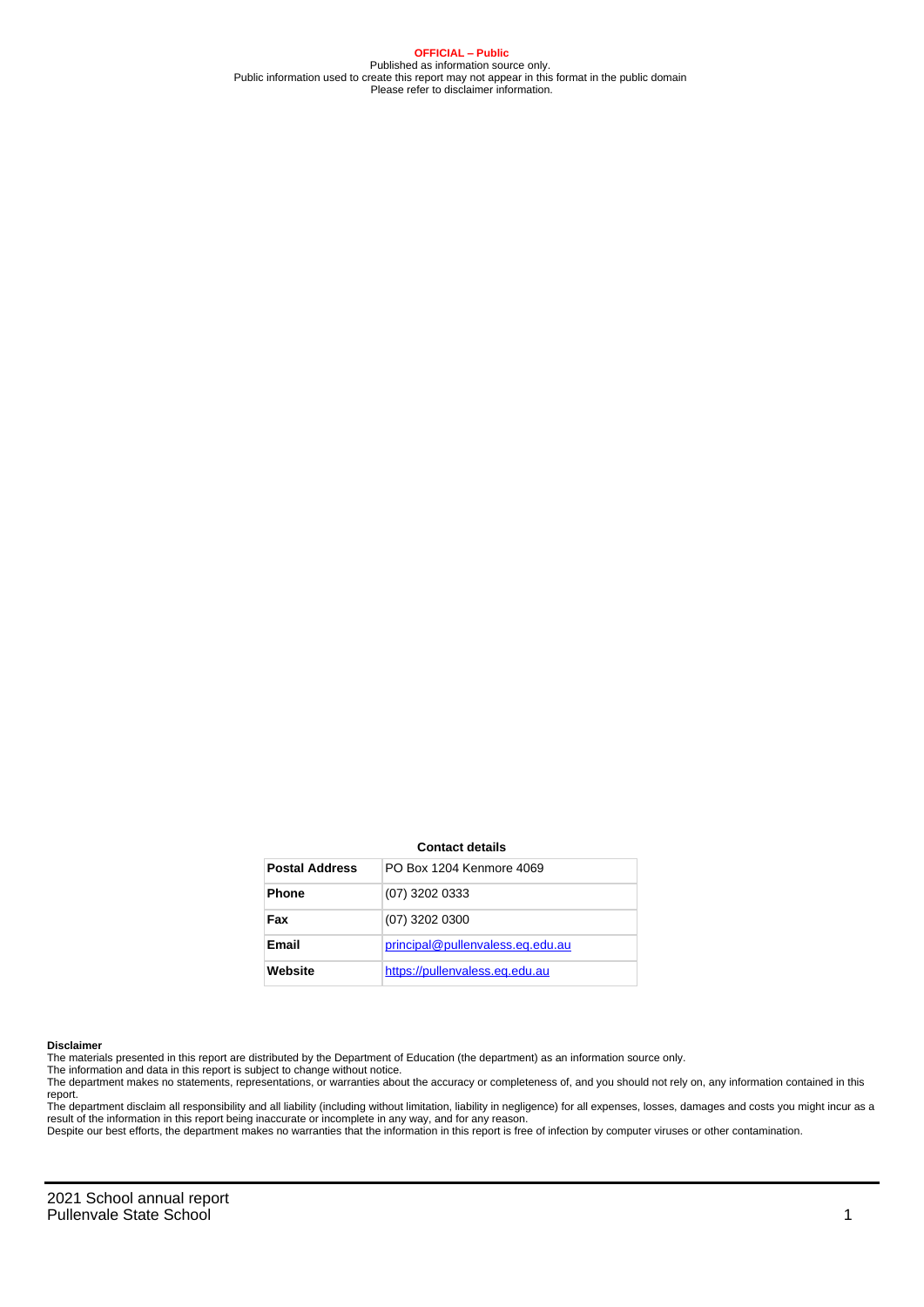**OFFICIAL – Public**

Published as information source only.
Public information used to create this report may not appear in this format in the public domain
Please refer to disclaimer information.

**Contact details**

| Postal Address | PO Box 1204 Kenmore 4069 |
|---|---|
| Phone | (07) 3202 0333 |
| Fax | (07) 3202 0300 |
| Email | principal@pullenvaless.eq.edu.au |
| Website | https://pullenvaless.eq.edu.au |

**Disclaimer**

The materials presented in this report are distributed by the Department of Education (the department) as an information source only.

The information and data in this report is subject to change without notice.

The department makes no statements, representations, or warranties about the accuracy or completeness of, and you should not rely on, any information contained in this report.

The department disclaim all responsibility and all liability (including without limitation, liability in negligence) for all expenses, losses, damages and costs you might incur as a result of the information in this report being inaccurate or incomplete in any way, and for any reason.

Despite our best efforts, the department makes no warranties that the information in this report is free of infection by computer viruses or other contamination.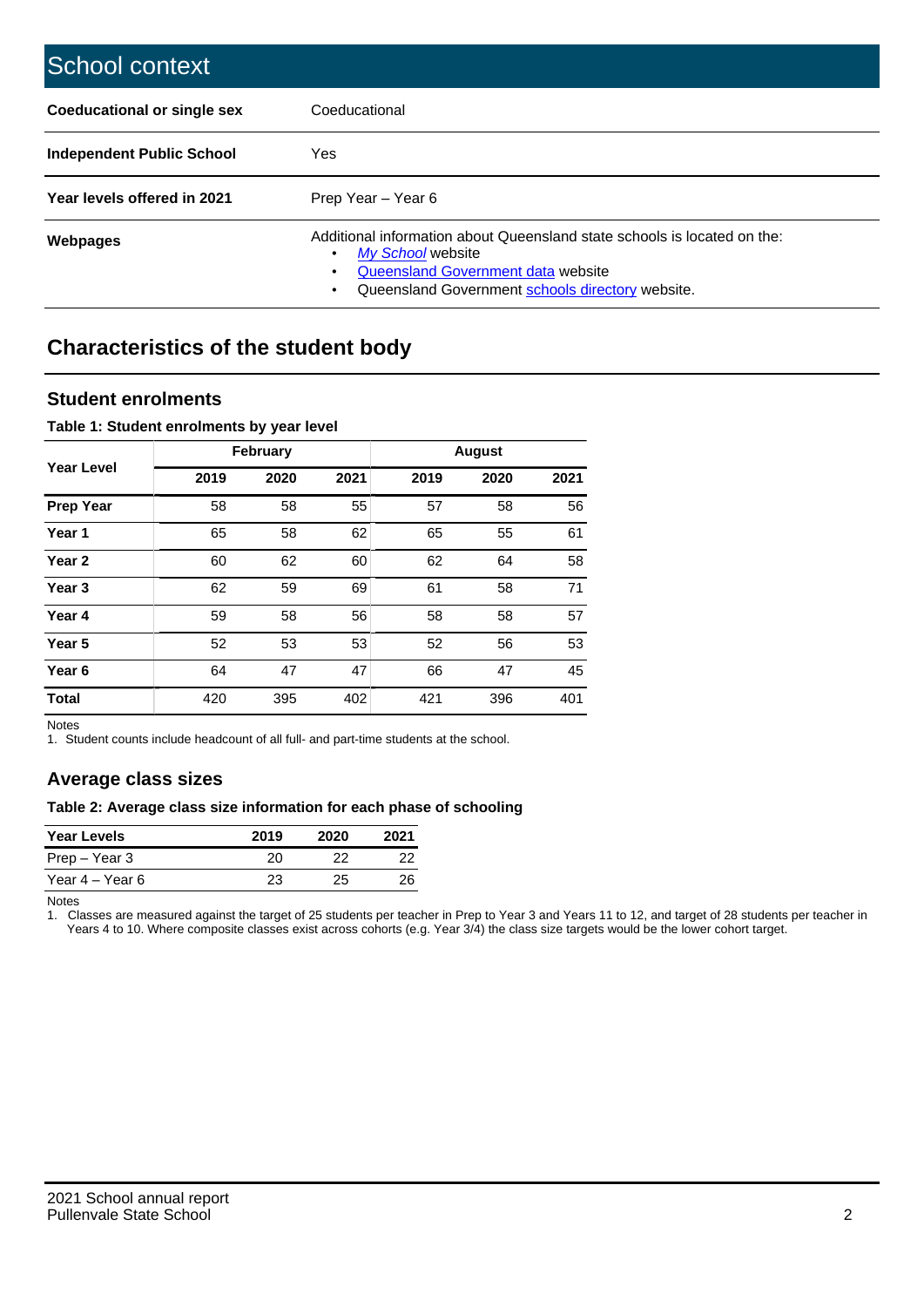# School context

| | |
|---|---|
| **Coeducational or single sex** | Coeducational |
| **Independent Public School** | Yes |
| **Year levels offered in 2021** | Prep Year – Year 6 |
| **Webpages** | Additional information about Queensland state schools is located on the:<br>• *My School* website<br>• Queensland Government data website<br>• Queensland Government schools directory website. |

## Characteristics of the student body

### Student enrolments

**Table 1: Student enrolments by year level**

| Year Level | February | | | August | | |
|---|---|---|---|---|---|---|
| | 2019 | 2020 | 2021 | 2019 | 2020 | 2021 |
| **Prep Year** | 58 | 58 | 55 | 57 | 58 | 56 |
| **Year 1** | 65 | 58 | 62 | 65 | 55 | 61 |
| **Year 2** | 60 | 62 | 60 | 62 | 64 | 58 |
| **Year 3** | 62 | 59 | 69 | 61 | 58 | 71 |
| **Year 4** | 59 | 58 | 56 | 58 | 58 | 57 |
| **Year 5** | 52 | 53 | 53 | 52 | 56 | 53 |
| **Year 6** | 64 | 47 | 47 | 66 | 47 | 45 |
| **Total** | 420 | 395 | 402 | 421 | 396 | 401 |

Notes
1. Student counts include headcount of all full- and part-time students at the school.

### Average class sizes

**Table 2: Average class size information for each phase of schooling**

| Year Levels | 2019 | 2020 | 2021 |
|---|---|---|---|
| Prep – Year 3 | 20 | 22 | 22 |
| Year 4 – Year 6 | 23 | 25 | 26 |

Notes
1. Classes are measured against the target of 25 students per teacher in Prep to Year 3 and Years 11 to 12, and target of 28 students per teacher in Years 4 to 10. Where composite classes exist across cohorts (e.g. Year 3/4) the class size targets would be the lower cohort target.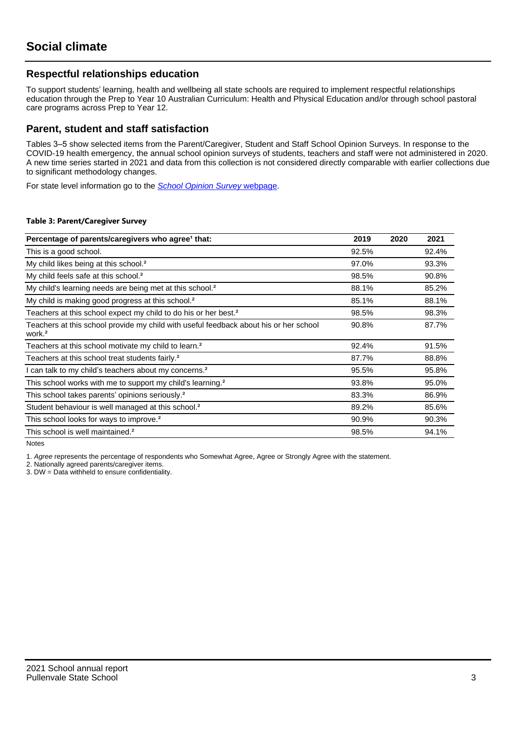# Social climate

## Respectful relationships education

To support students' learning, health and wellbeing all state schools are required to implement respectful relationships education through the Prep to Year 10 Australian Curriculum: Health and Physical Education and/or through school pastoral care programs across Prep to Year 12.

## Parent, student and staff satisfaction

Tables 3–5 show selected items from the Parent/Caregiver, Student and Staff School Opinion Surveys. In response to the COVID-19 health emergency, the annual school opinion surveys of students, teachers and staff were not administered in 2020. A new time series started in 2021 and data from this collection is not considered directly comparable with earlier collections due to significant methodology changes.

For state level information go to the *School Opinion Survey* webpage.

**Table 3: Parent/Caregiver Survey**

| Percentage of parents/caregivers who agree[1] that: | 2019 | 2020 | 2021 |
|---|---|---|---|
| This is a good school. | 92.5% | | 92.4% |
| My child likes being at this school.[2] | 97.0% | | 93.3% |
| My child feels safe at this school.[2] | 98.5% | | 90.8% |
| My child's learning needs are being met at this school.[2] | 88.1% | | 85.2% |
| My child is making good progress at this school.[2] | 85.1% | | 88.1% |
| Teachers at this school expect my child to do his or her best.[2] | 98.5% | | 98.3% |
| Teachers at this school provide my child with useful feedback about his or her school work.[2] | 90.8% | | 87.7% |
| Teachers at this school motivate my child to learn.[2] | 92.4% | | 91.5% |
| Teachers at this school treat students fairly.[2] | 87.7% | | 88.8% |
| I can talk to my child's teachers about my concerns.[2] | 95.5% | | 95.8% |
| This school works with me to support my child's learning.[2] | 93.8% | | 95.0% |
| This school takes parents' opinions seriously.[2] | 83.3% | | 86.9% |
| Student behaviour is well managed at this school.[2] | 89.2% | | 85.6% |
| This school looks for ways to improve.[2] | 90.9% | | 90.3% |
| This school is well maintained.[2] | 98.5% | | 94.1% |

Notes

1. *Agree* represents the percentage of respondents who Somewhat Agree, Agree or Strongly Agree with the statement.
2. Nationally agreed parents/caregiver items.
3. DW = Data withheld to ensure confidentiality.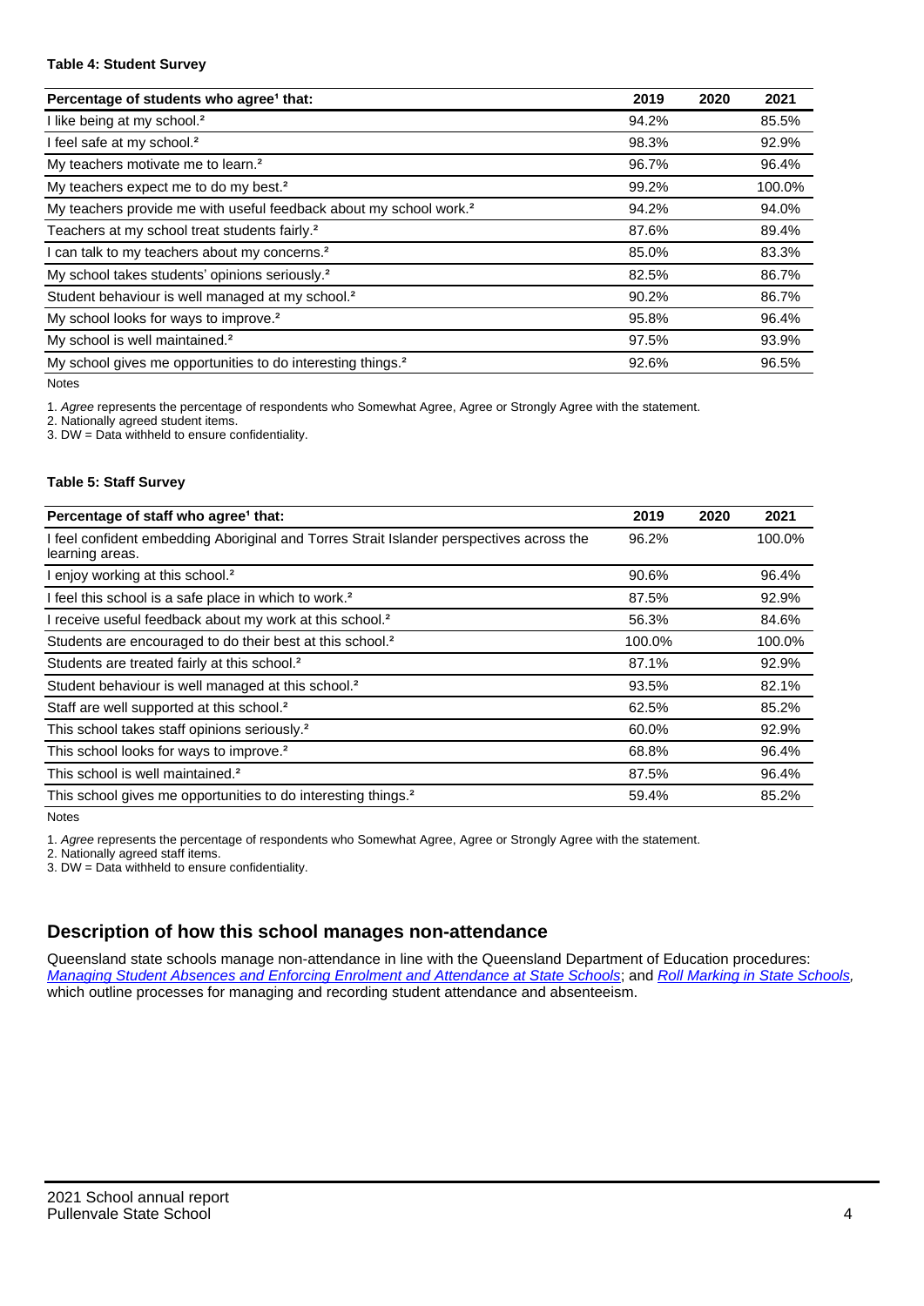**Table 4: Student Survey**

| Percentage of students who agree[1] that: | 2019 | 2020 | 2021 |
|---|---|---|---|
| I like being at my school.[2] | 94.2% | | 85.5% |
| I feel safe at my school.[2] | 98.3% | | 92.9% |
| My teachers motivate me to learn.[2] | 96.7% | | 96.4% |
| My teachers expect me to do my best.[2] | 99.2% | | 100.0% |
| My teachers provide me with useful feedback about my school work.[2] | 94.2% | | 94.0% |
| Teachers at my school treat students fairly.[2] | 87.6% | | 89.4% |
| I can talk to my teachers about my concerns.[2] | 85.0% | | 83.3% |
| My school takes students' opinions seriously.[2] | 82.5% | | 86.7% |
| Student behaviour is well managed at my school.[2] | 90.2% | | 86.7% |
| My school looks for ways to improve.[2] | 95.8% | | 96.4% |
| My school is well maintained.[2] | 97.5% | | 93.9% |
| My school gives me opportunities to do interesting things.[2] | 92.6% | | 96.5% |

Notes

1. *Agree* represents the percentage of respondents who Somewhat Agree, Agree or Strongly Agree with the statement.
2. Nationally agreed student items.
3. DW = Data withheld to ensure confidentiality.

**Table 5: Staff Survey**

| Percentage of staff who agree[1] that: | 2019 | 2020 | 2021 |
|---|---|---|---|
| I feel confident embedding Aboriginal and Torres Strait Islander perspectives across the learning areas. | 96.2% | | 100.0% |
| I enjoy working at this school.[2] | 90.6% | | 96.4% |
| I feel this school is a safe place in which to work.[2] | 87.5% | | 92.9% |
| I receive useful feedback about my work at this school.[2] | 56.3% | | 84.6% |
| Students are encouraged to do their best at this school.[2] | 100.0% | | 100.0% |
| Students are treated fairly at this school.[2] | 87.1% | | 92.9% |
| Student behaviour is well managed at this school.[2] | 93.5% | | 82.1% |
| Staff are well supported at this school.[2] | 62.5% | | 85.2% |
| This school takes staff opinions seriously.[2] | 60.0% | | 92.9% |
| This school looks for ways to improve.[2] | 68.8% | | 96.4% |
| This school is well maintained.[2] | 87.5% | | 96.4% |
| This school gives me opportunities to do interesting things.[2] | 59.4% | | 85.2% |

Notes

1. *Agree* represents the percentage of respondents who Somewhat Agree, Agree or Strongly Agree with the statement.
2. Nationally agreed staff items.
3. DW = Data withheld to ensure confidentiality.

## Description of how this school manages non-attendance

Queensland state schools manage non-attendance in line with the Queensland Department of Education procedures: *Managing Student Absences and Enforcing Enrolment and Attendance at State Schools*; and *Roll Marking in State Schools*, which outline processes for managing and recording student attendance and absenteeism.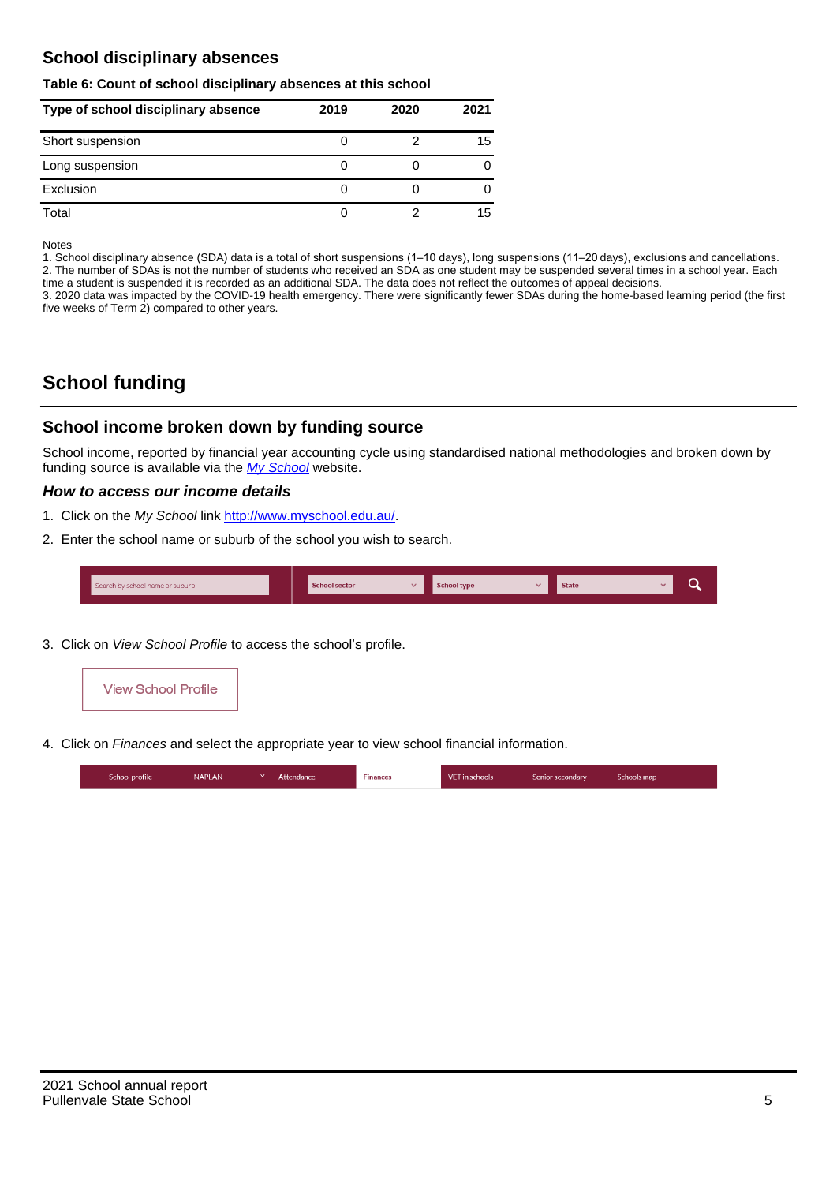## School disciplinary absences

**Table 6: Count of school disciplinary absences at this school**

| Type of school disciplinary absence | 2019 | 2020 | 2021 |
|---|---|---|---|
| Short suspension | 0 | 2 | 15 |
| Long suspension | 0 | 0 | 0 |
| Exclusion | 0 | 0 | 0 |
| Total | 0 | 2 | 15 |

Notes

1. School disciplinary absence (SDA) data is a total of short suspensions (1–10 days), long suspensions (11–20 days), exclusions and cancellations.
2. The number of SDAs is not the number of students who received an SDA as one student may be suspended several times in a school year. Each time a student is suspended it is recorded as an additional SDA. The data does not reflect the outcomes of appeal decisions.
3. 2020 data was impacted by the COVID-19 health emergency. There were significantly fewer SDAs during the home-based learning period (the first five weeks of Term 2) compared to other years.

# School funding

## School income broken down by funding source

School income, reported by financial year accounting cycle using standardised national methodologies and broken down by funding source is available via the *My School* website.

### *How to access our income details*

1. Click on the *My School* link http://www.myschool.edu.au/.
2. Enter the school name or suburb of the school you wish to search.

Search by school name or suburb | School sector | School type | State

3. Click on *View School Profile* to access the school's profile.

View School Profile

4. Click on *Finances* and select the appropriate year to view school financial information.

School profile | NAPLAN | Attendance | Finances | VET in schools | Senior secondary | Schools map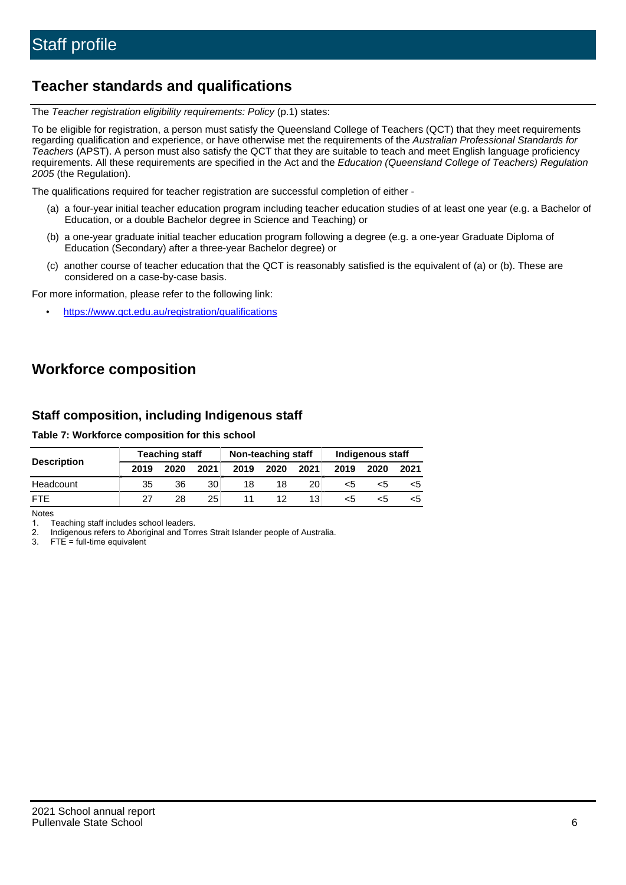# Staff profile

## Teacher standards and qualifications

The *Teacher registration eligibility requirements: Policy* (p.1) states:

To be eligible for registration, a person must satisfy the Queensland College of Teachers (QCT) that they meet requirements regarding qualification and experience, or have otherwise met the requirements of the *Australian Professional Standards for Teachers* (APST). A person must also satisfy the QCT that they are suitable to teach and meet English language proficiency requirements. All these requirements are specified in the Act and the *Education (Queensland College of Teachers) Regulation 2005* (the Regulation).

The qualifications required for teacher registration are successful completion of either -

(a) a four-year initial teacher education program including teacher education studies of at least one year (e.g. a Bachelor of Education, or a double Bachelor degree in Science and Teaching) or

(b) a one-year graduate initial teacher education program following a degree (e.g. a one-year Graduate Diploma of Education (Secondary) after a three-year Bachelor degree) or

(c) another course of teacher education that the QCT is reasonably satisfied is the equivalent of (a) or (b). These are considered on a case-by-case basis.

For more information, please refer to the following link:

- https://www.qct.edu.au/registration/qualifications

## Workforce composition

### Staff composition, including Indigenous staff

**Table 7: Workforce composition for this school**

| Description | Teaching staff | | | Non-teaching staff | | | Indigenous staff | | |
|---|---|---|---|---|---|---|---|---|---|
| | 2019 | 2020 | 2021 | 2019 | 2020 | 2021 | 2019 | 2020 | 2021 |
| Headcount | 35 | 36 | 30 | 18 | 18 | 20 | <5 | <5 | <5 |
| FTE | 27 | 28 | 25 | 11 | 12 | 13 | <5 | <5 | <5 |

Notes

1. Teaching staff includes school leaders.
2. Indigenous refers to Aboriginal and Torres Strait Islander people of Australia.
3. FTE = full-time equivalent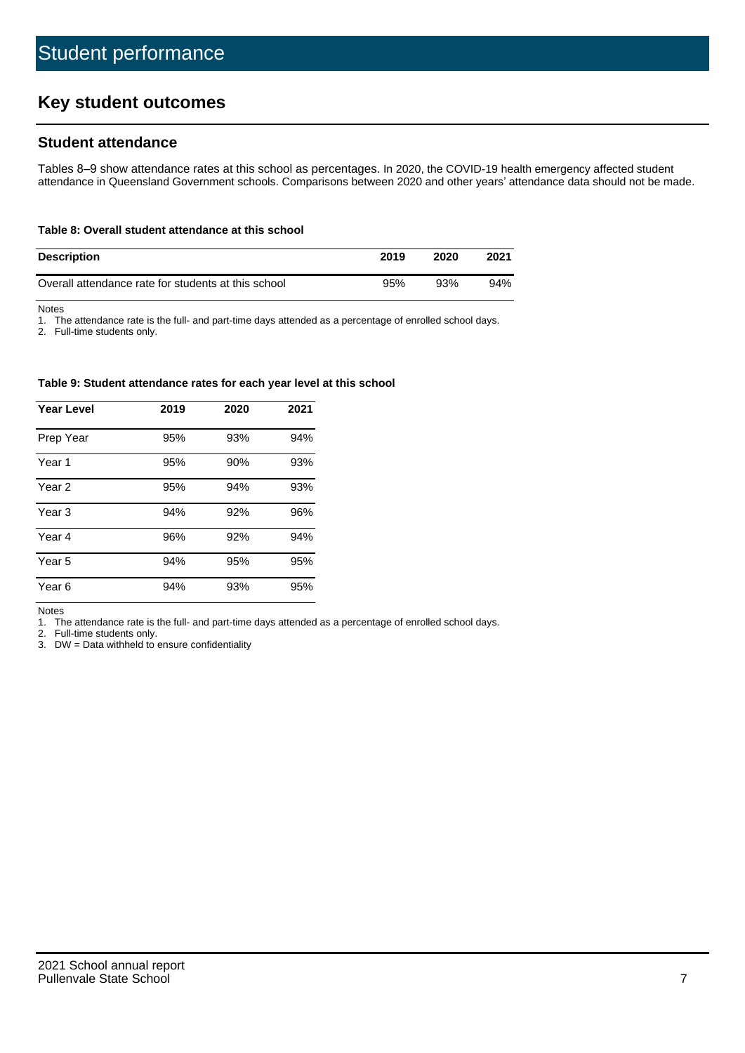# Student performance

## Key student outcomes

### Student attendance

Tables 8–9 show attendance rates at this school as percentages. In 2020, the COVID-19 health emergency affected student attendance in Queensland Government schools. Comparisons between 2020 and other years' attendance data should not be made.

**Table 8: Overall student attendance at this school**

| Description | 2019 | 2020 | 2021 |
|---|---|---|---|
| Overall attendance rate for students at this school | 95% | 93% | 94% |

Notes

1. The attendance rate is the full- and part-time days attended as a percentage of enrolled school days.
2. Full-time students only.

**Table 9: Student attendance rates for each year level at this school**

| Year Level | 2019 | 2020 | 2021 |
|---|---|---|---|
| Prep Year | 95% | 93% | 94% |
| Year 1 | 95% | 90% | 93% |
| Year 2 | 95% | 94% | 93% |
| Year 3 | 94% | 92% | 96% |
| Year 4 | 96% | 92% | 94% |
| Year 5 | 94% | 95% | 95% |
| Year 6 | 94% | 93% | 95% |

Notes

1. The attendance rate is the full- and part-time days attended as a percentage of enrolled school days.
2. Full-time students only.
3. DW = Data withheld to ensure confidentiality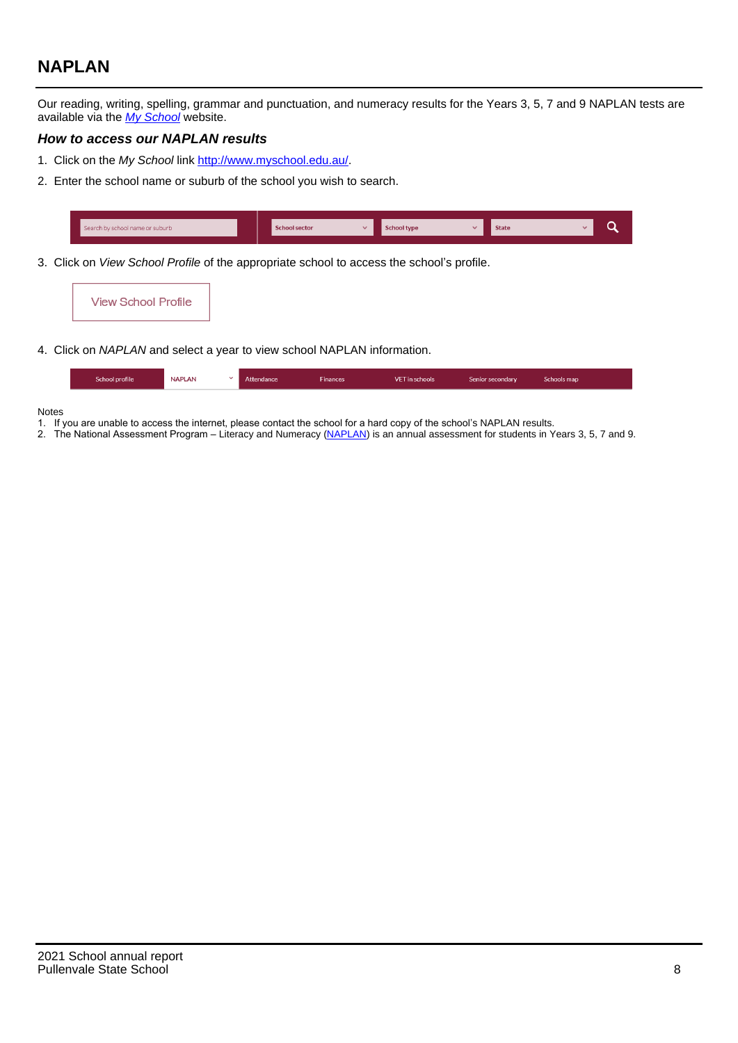## NAPLAN

Our reading, writing, spelling, grammar and punctuation, and numeracy results for the Years 3, 5, 7 and 9 NAPLAN tests are available via the [*My School*](http://www.myschool.edu.au/) website.

### *How to access our NAPLAN results*

1. Click on the *My School* link [http://www.myschool.edu.au/](http://www.myschool.edu.au/).
2. Enter the school name or suburb of the school you wish to search.

Search by school name or suburb | School sector | School type | State

3. Click on *View School Profile* of the appropriate school to access the school's profile.

View School Profile

4. Click on *NAPLAN* and select a year to view school NAPLAN information.

School profile | NAPLAN | Attendance | Finances | VET in schools | Senior secondary | Schools map

Notes

1. If you are unable to access the internet, please contact the school for a hard copy of the school's NAPLAN results.
2. The National Assessment Program – Literacy and Numeracy (NAPLAN) is an annual assessment for students in Years 3, 5, 7 and 9.